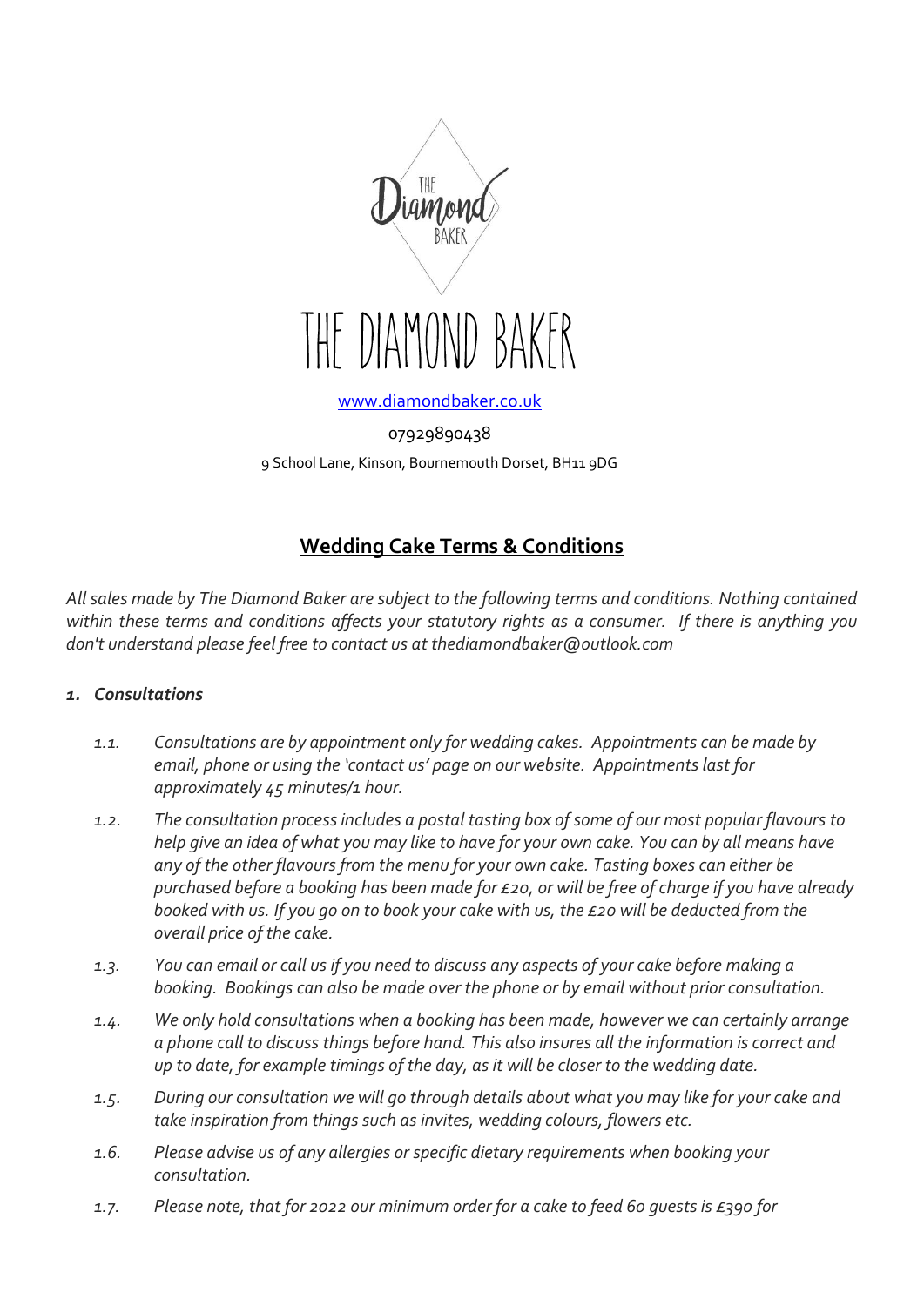# THE DIAMOND BAKER

www.diamondbaker.co.uk

07929890438

9 School Lane, Kinson, Bournemouth Dorset, BH11 9DG

## Wedding Cake Terms & Conditions

*All sales made by The Diamond Baker are subject to the following terms and conditions. Nothing contained within these terms and conditions affects your statutory rights as a consumer. If there is anything you don't understand please feel free to contact us at thediamondbaker@outlook.com*

### 1. Consultations

*1.1. Consultations are by appointment only for wedding cakes. Appointments can be made by email, phone or using the 'contact us' page on our website. Appointments last for approximately 45 minutes/1 hour.*

*1.2. The consultation process includes a postal tasting box of some of our most popular flavours to help give an idea of what you may like to have for your own cake. You can by all means have any of the other flavours from the menu for your own cake. Tasting boxes can either be purchased before a booking has been made for £20, or will be free of charge if you have already booked with us. If you go on to book your cake with us, the £20 will be deducted from the overall price of the cake.*

*1.3. You can email or call us if you need to discuss any aspects of your cake before making a booking. Bookings can also be made over the phone or by email without prior consultation.*

*1.4. We only hold consultations when a booking has been made, however we can certainly arrange a phone call to discuss things before hand. This also insures all the information is correct and up to date, for example timings of the day, as it will be closer to the wedding date.*

*1.5. During our consultation we will go through details about what you may like for your cake and take inspiration from things such as invites, wedding colours, flowers etc.*

*1.6. Please advise us of any allergies or specific dietary requirements when booking your consultation.*

*1.7. Please note, that for 2022 our minimum order for a cake to feed 60 guests is £390 for*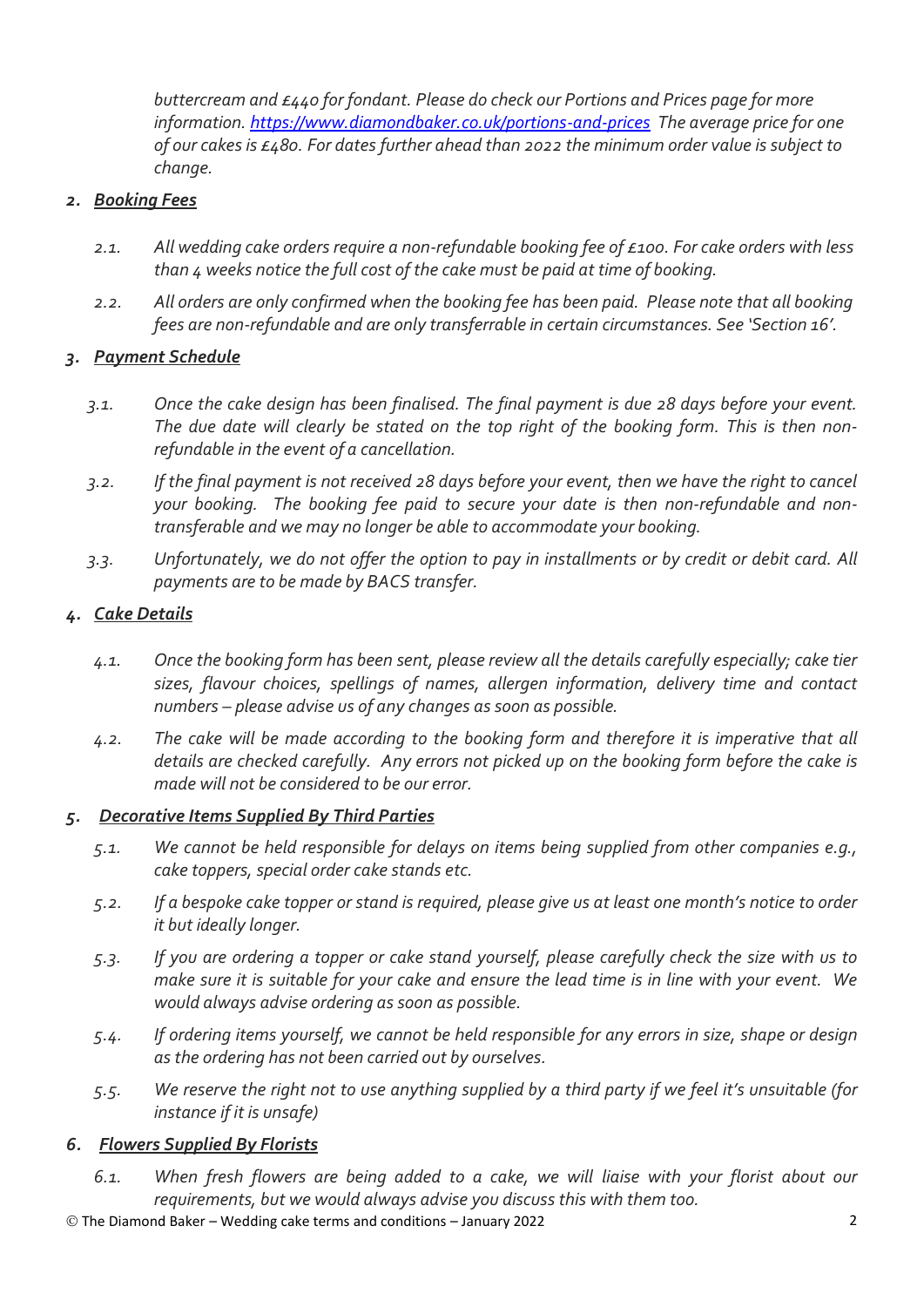*buttercream and £440 for fondant. Please do check our Portions and Prices page for more information. [https://www.diamondbaker.co.uk/portions-and-prices](https://www.diamondbaker.co.uk/portions-and-prices) The average price for one of our cakes is £480. For dates further ahead than 2022 the minimum order value is subject to change.*

## *2. Booking Fees*

*2.1. All wedding cake orders require a non-refundable booking fee of £100. For cake orders with less than 4 weeks notice the full cost of the cake must be paid at time of booking.*

*2.2. All orders are only confirmed when the booking fee has been paid. Please note that all booking fees are non-refundable and are only transferrable in certain circumstances. See 'Section 16'.*

## *3. Payment Schedule*

*3.1. Once the cake design has been finalised. The final payment is due 28 days before your event. The due date will clearly be stated on the top right of the booking form. This is then non-refundable in the event of a cancellation.*

*3.2. If the final payment is not received 28 days before your event, then we have the right to cancel your booking. The booking fee paid to secure your date is then non-refundable and non-transferable and we may no longer be able to accommodate your booking.*

*3.3. Unfortunately, we do not offer the option to pay in installments or by credit or debit card. All payments are to be made by BACS transfer.*

## *4. Cake Details*

*4.1. Once the booking form has been sent, please review all the details carefully especially; cake tier sizes, flavour choices, spellings of names, allergen information, delivery time and contact numbers – please advise us of any changes as soon as possible.*

*4.2. The cake will be made according to the booking form and therefore it is imperative that all details are checked carefully. Any errors not picked up on the booking form before the cake is made will not be considered to be our error.*

## *5. Decorative Items Supplied By Third Parties*

*5.1. We cannot be held responsible for delays on items being supplied from other companies e.g., cake toppers, special order cake stands etc.*

*5.2. If a bespoke cake topper or stand is required, please give us at least one month's notice to order it but ideally longer.*

*5.3. If you are ordering a topper or cake stand yourself, please carefully check the size with us to make sure it is suitable for your cake and ensure the lead time is in line with your event. We would always advise ordering as soon as possible.*

*5.4. If ordering items yourself, we cannot be held responsible for any errors in size, shape or design as the ordering has not been carried out by ourselves.*

*5.5. We reserve the right not to use anything supplied by a third party if we feel it's unsuitable (for instance if it is unsafe)*

## *6. Flowers Supplied By Florists*

*6.1. When fresh flowers are being added to a cake, we will liaise with your florist about our requirements, but we would always advise you discuss this with them too.*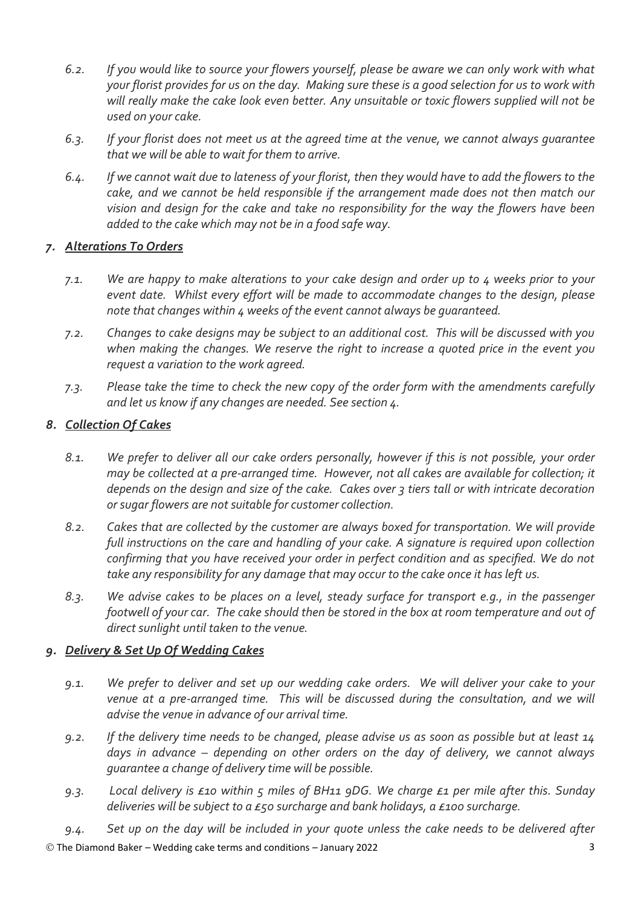*6.2. If you would like to source your flowers yourself, please be aware we can only work with what your florist provides for us on the day. Making sure these is a good selection for us to work with will really make the cake look even better. Any unsuitable or toxic flowers supplied will not be used on your cake.*

*6.3. If your florist does not meet us at the agreed time at the venue, we cannot always guarantee that we will be able to wait for them to arrive.*

*6.4. If we cannot wait due to lateness of your florist, then they would have to add the flowers to the cake, and we cannot be held responsible if the arrangement made does not then match our vision and design for the cake and take no responsibility for the way the flowers have been added to the cake which may not be in a food safe way.*

## *7. Alterations To Orders*

*7.1. We are happy to make alterations to your cake design and order up to 4 weeks prior to your event date. Whilst every effort will be made to accommodate changes to the design, please note that changes within 4 weeks of the event cannot always be guaranteed.*

*7.2. Changes to cake designs may be subject to an additional cost. This will be discussed with you when making the changes. We reserve the right to increase a quoted price in the event you request a variation to the work agreed.*

*7.3. Please take the time to check the new copy of the order form with the amendments carefully and let us know if any changes are needed. See section 4.*

## *8. Collection Of Cakes*

*8.1. We prefer to deliver all our cake orders personally, however if this is not possible, your order may be collected at a pre-arranged time. However, not all cakes are available for collection; it depends on the design and size of the cake. Cakes over 3 tiers tall or with intricate decoration or sugar flowers are not suitable for customer collection.*

*8.2. Cakes that are collected by the customer are always boxed for transportation. We will provide full instructions on the care and handling of your cake. A signature is required upon collection confirming that you have received your order in perfect condition and as specified. We do not take any responsibility for any damage that may occur to the cake once it has left us.*

*8.3. We advise cakes to be places on a level, steady surface for transport e.g., in the passenger footwell of your car. The cake should then be stored in the box at room temperature and out of direct sunlight until taken to the venue.*

## *9. Delivery & Set Up Of Wedding Cakes*

*9.1. We prefer to deliver and set up our wedding cake orders. We will deliver your cake to your venue at a pre-arranged time. This will be discussed during the consultation, and we will advise the venue in advance of our arrival time.*

*9.2. If the delivery time needs to be changed, please advise us as soon as possible but at least 14 days in advance – depending on other orders on the day of delivery, we cannot always guarantee a change of delivery time will be possible.*

*9.3. Local delivery is £10 within 5 miles of BH11 9DG. We charge £1 per mile after this. Sunday deliveries will be subject to a £50 surcharge and bank holidays, a £100 surcharge.*

*9.4. Set up on the day will be included in your quote unless the cake needs to be delivered after*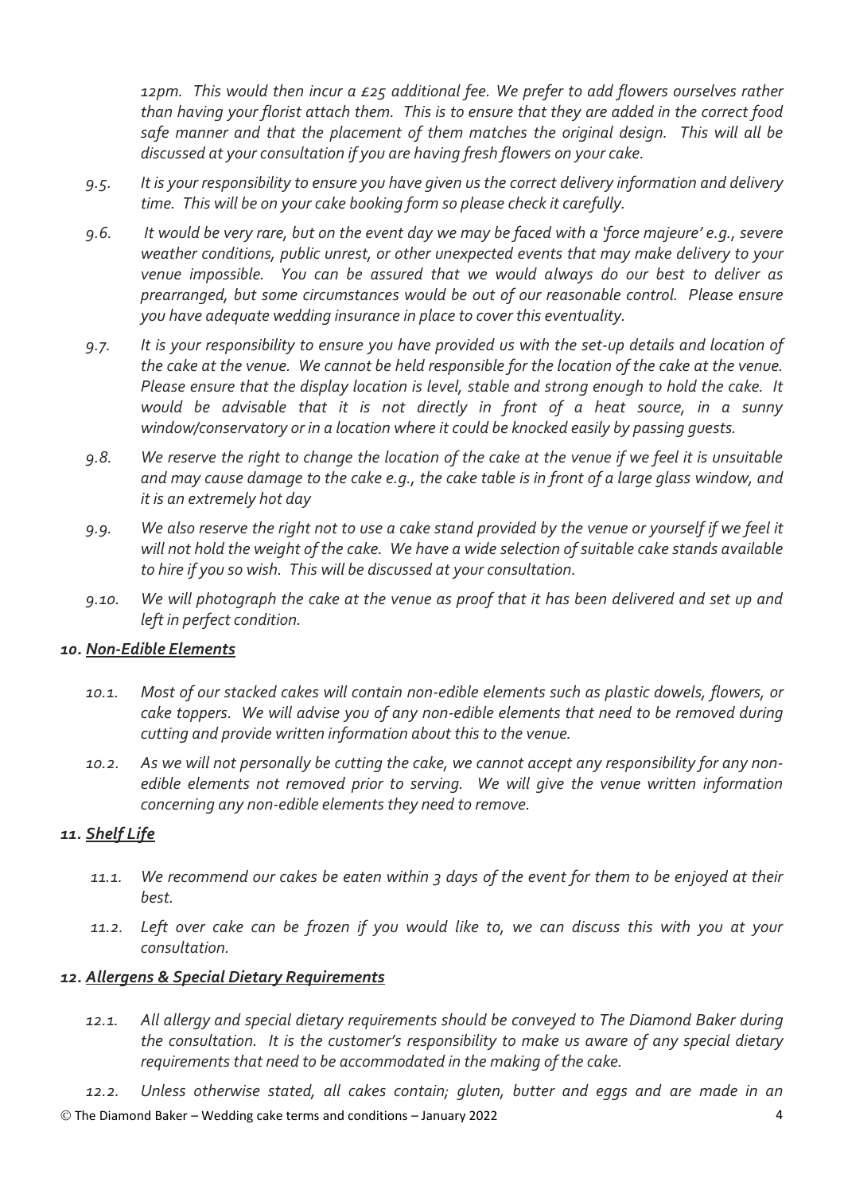*12pm. This would then incur a £25 additional fee. We prefer to add flowers ourselves rather than having your florist attach them. This is to ensure that they are added in the correct food safe manner and that the placement of them matches the original design. This will all be discussed at your consultation if you are having fresh flowers on your cake.*

*9.5. It is your responsibility to ensure you have given us the correct delivery information and delivery time. This will be on your cake booking form so please check it carefully.*

*9.6. It would be very rare, but on the event day we may be faced with a 'force majeure' e.g., severe weather conditions, public unrest, or other unexpected events that may make delivery to your venue impossible. You can be assured that we would always do our best to deliver as prearranged, but some circumstances would be out of our reasonable control. Please ensure you have adequate wedding insurance in place to cover this eventuality.*

*9.7. It is your responsibility to ensure you have provided us with the set-up details and location of the cake at the venue. We cannot be held responsible for the location of the cake at the venue. Please ensure that the display location is level, stable and strong enough to hold the cake. It would be advisable that it is not directly in front of a heat source, in a sunny window/conservatory or in a location where it could be knocked easily by passing guests.*

*9.8. We reserve the right to change the location of the cake at the venue if we feel it is unsuitable and may cause damage to the cake e.g., the cake table is in front of a large glass window, and it is an extremely hot day*

*9.9. We also reserve the right not to use a cake stand provided by the venue or yourself if we feel it will not hold the weight of the cake. We have a wide selection of suitable cake stands available to hire if you so wish. This will be discussed at your consultation.*

*9.10. We will photograph the cake at the venue as proof that it has been delivered and set up and left in perfect condition.*

## *10. Non-Edible Elements*

*10.1. Most of our stacked cakes will contain non-edible elements such as plastic dowels, flowers, or cake toppers. We will advise you of any non-edible elements that need to be removed during cutting and provide written information about this to the venue.*

*10.2. As we will not personally be cutting the cake, we cannot accept any responsibility for any non-edible elements not removed prior to serving. We will give the venue written information concerning any non-edible elements they need to remove.*

## *11. Shelf Life*

*11.1. We recommend our cakes be eaten within 3 days of the event for them to be enjoyed at their best.*

*11.2. Left over cake can be frozen if you would like to, we can discuss this with you at your consultation.*

## *12. Allergens & Special Dietary Requirements*

*12.1. All allergy and special dietary requirements should be conveyed to The Diamond Baker during the consultation. It is the customer's responsibility to make us aware of any special dietary requirements that need to be accommodated in the making of the cake.*

*12.2. Unless otherwise stated, all cakes contain; gluten, butter and eggs and are made in an*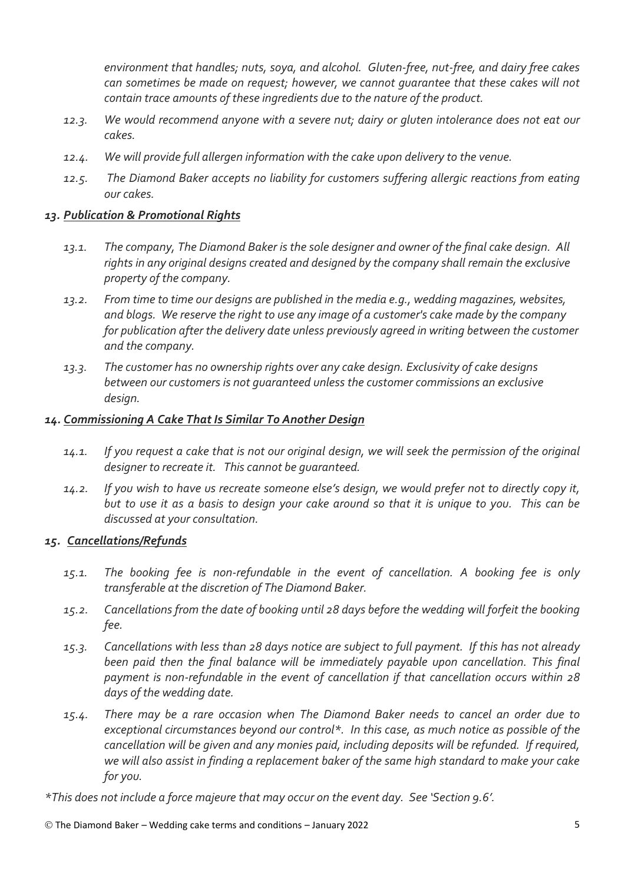*environment that handles; nuts, soya, and alcohol. Gluten-free, nut-free, and dairy free cakes can sometimes be made on request; however, we cannot guarantee that these cakes will not contain trace amounts of these ingredients due to the nature of the product.*

*12.3. We would recommend anyone with a severe nut; dairy or gluten intolerance does not eat our cakes.*

*12.4. We will provide full allergen information with the cake upon delivery to the venue.*

*12.5. The Diamond Baker accepts no liability for customers suffering allergic reactions from eating our cakes.*

### *13. Publication & Promotional Rights*

*13.1. The company, The Diamond Baker is the sole designer and owner of the final cake design. All rights in any original designs created and designed by the company shall remain the exclusive property of the company.*

*13.2. From time to time our designs are published in the media e.g., wedding magazines, websites, and blogs. We reserve the right to use any image of a customer's cake made by the company for publication after the delivery date unless previously agreed in writing between the customer and the company.*

*13.3. The customer has no ownership rights over any cake design. Exclusivity of cake designs between our customers is not guaranteed unless the customer commissions an exclusive design.*

### *14. Commissioning A Cake That Is Similar To Another Design*

*14.1. If you request a cake that is not our original design, we will seek the permission of the original designer to recreate it. This cannot be guaranteed.*

*14.2. If you wish to have us recreate someone else's design, we would prefer not to directly copy it, but to use it as a basis to design your cake around so that it is unique to you. This can be discussed at your consultation.*

### *15. Cancellations/Refunds*

*15.1. The booking fee is non-refundable in the event of cancellation. A booking fee is only transferable at the discretion of The Diamond Baker.*

*15.2. Cancellations from the date of booking until 28 days before the wedding will forfeit the booking fee.*

*15.3. Cancellations with less than 28 days notice are subject to full payment. If this has not already been paid then the final balance will be immediately payable upon cancellation. This final payment is non-refundable in the event of cancellation if that cancellation occurs within 28 days of the wedding date.*

*15.4. There may be a rare occasion when The Diamond Baker needs to cancel an order due to exceptional circumstances beyond our control*. In this case, as much notice as possible of the cancellation will be given and any monies paid, including deposits will be refunded. If required, we will also assist in finding a replacement baker of the same high standard to make your cake for you.*

**This does not include a force majeure that may occur on the event day. See 'Section 9.6'.*

© The Diamond Baker – Wedding cake terms and conditions – January 2022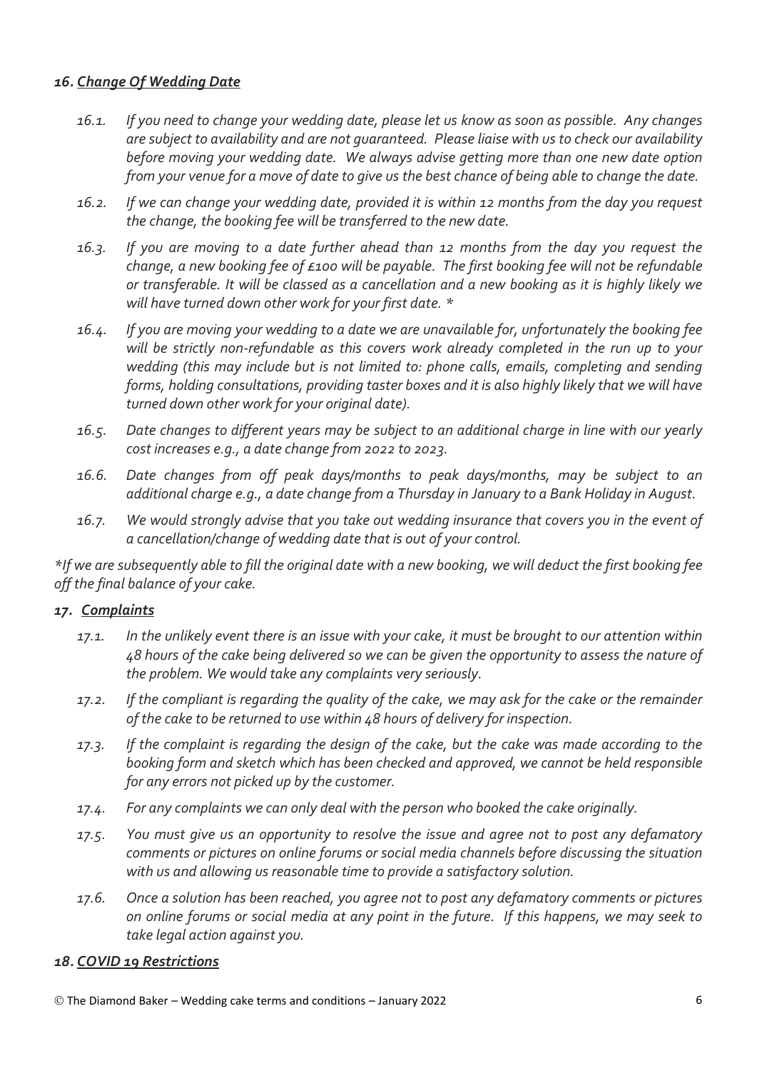### *16. Change Of Wedding Date*

*16.1. If you need to change your wedding date, please let us know as soon as possible. Any changes are subject to availability and are not guaranteed. Please liaise with us to check our availability before moving your wedding date. We always advise getting more than one new date option from your venue for a move of date to give us the best chance of being able to change the date.*

*16.2. If we can change your wedding date, provided it is within 12 months from the day you request the change, the booking fee will be transferred to the new date.*

*16.3. If you are moving to a date further ahead than 12 months from the day you request the change, a new booking fee of £100 will be payable. The first booking fee will not be refundable or transferable. It will be classed as a cancellation and a new booking as it is highly likely we will have turned down other work for your first date. **

*16.4. If you are moving your wedding to a date we are unavailable for, unfortunately the booking fee will be strictly non-refundable as this covers work already completed in the run up to your wedding (this may include but is not limited to: phone calls, emails, completing and sending forms, holding consultations, providing taster boxes and it is also highly likely that we will have turned down other work for your original date).*

*16.5. Date changes to different years may be subject to an additional charge in line with our yearly cost increases e.g., a date change from 2022 to 2023.*

*16.6. Date changes from off peak days/months to peak days/months, may be subject to an additional charge e.g., a date change from a Thursday in January to a Bank Holiday in August.*

*16.7. We would strongly advise that you take out wedding insurance that covers you in the event of a cancellation/change of wedding date that is out of your control.*

**If we are subsequently able to fill the original date with a new booking, we will deduct the first booking fee off the final balance of your cake.*

### *17. Complaints*

*17.1. In the unlikely event there is an issue with your cake, it must be brought to our attention within 48 hours of the cake being delivered so we can be given the opportunity to assess the nature of the problem. We would take any complaints very seriously.*

*17.2. If the compliant is regarding the quality of the cake, we may ask for the cake or the remainder of the cake to be returned to use within 48 hours of delivery for inspection.*

*17.3. If the complaint is regarding the design of the cake, but the cake was made according to the booking form and sketch which has been checked and approved, we cannot be held responsible for any errors not picked up by the customer.*

*17.4. For any complaints we can only deal with the person who booked the cake originally.*

*17.5. You must give us an opportunity to resolve the issue and agree not to post any defamatory comments or pictures on online forums or social media channels before discussing the situation with us and allowing us reasonable time to provide a satisfactory solution.*

*17.6. Once a solution has been reached, you agree not to post any defamatory comments or pictures on online forums or social media at any point in the future. If this happens, we may seek to take legal action against you.*

### *18. COVID 19 Restrictions*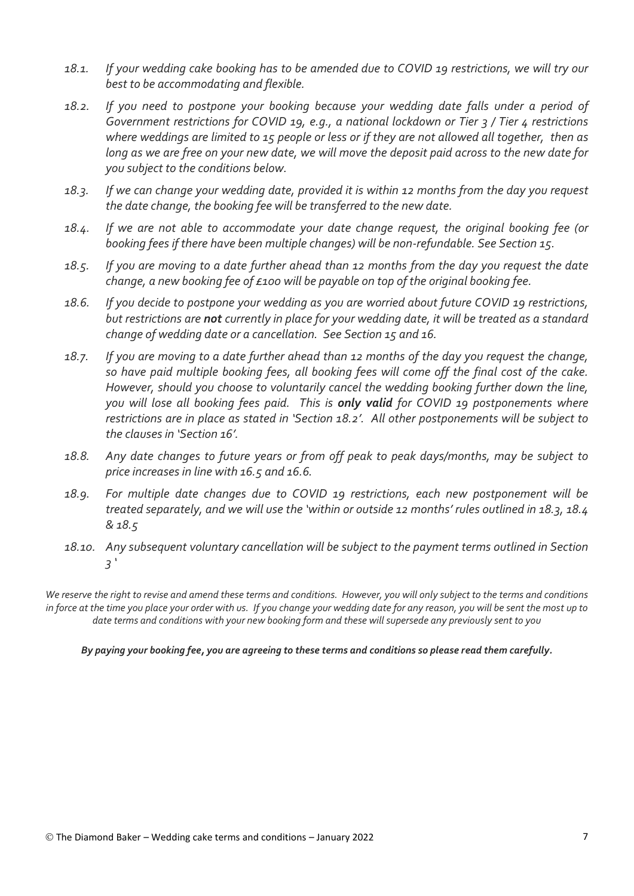*18.1. If your wedding cake booking has to be amended due to COVID 19 restrictions, we will try our best to be accommodating and flexible.*

*18.2. If you need to postpone your booking because your wedding date falls under a period of Government restrictions for COVID 19, e.g., a national lockdown or Tier 3 / Tier 4 restrictions where weddings are limited to 15 people or less or if they are not allowed all together, then as long as we are free on your new date, we will move the deposit paid across to the new date for you subject to the conditions below.*

*18.3. If we can change your wedding date, provided it is within 12 months from the day you request the date change, the booking fee will be transferred to the new date.*

*18.4. If we are not able to accommodate your date change request, the original booking fee (or booking fees if there have been multiple changes) will be non-refundable. See Section 15.*

*18.5. If you are moving to a date further ahead than 12 months from the day you request the date change, a new booking fee of £100 will be payable on top of the original booking fee.*

*18.6. If you decide to postpone your wedding as you are worried about future COVID 19 restrictions, but restrictions are **not** currently in place for your wedding date, it will be treated as a standard change of wedding date or a cancellation. See Section 15 and 16.*

*18.7. If you are moving to a date further ahead than 12 months of the day you request the change, so have paid multiple booking fees, all booking fees will come off the final cost of the cake. However, should you choose to voluntarily cancel the wedding booking further down the line, you will lose all booking fees paid. This is **only valid** for COVID 19 postponements where restrictions are in place as stated in 'Section 18.2'. All other postponements will be subject to the clauses in 'Section 16'.*

*18.8. Any date changes to future years or from off peak to peak days/months, may be subject to price increases in line with 16.5 and 16.6.*

*18.9. For multiple date changes due to COVID 19 restrictions, each new postponement will be treated separately, and we will use the 'within or outside 12 months' rules outlined in 18.3, 18.4 & 18.5*

*18.10. Any subsequent voluntary cancellation will be subject to the payment terms outlined in Section 3 '*

*We reserve the right to revise and amend these terms and conditions. However, you will only subject to the terms and conditions in force at the time you place your order with us. If you change your wedding date for any reason, you will be sent the most up to date terms and conditions with your new booking form and these will supersede any previously sent to you*

***By paying your booking fee, you are agreeing to these terms and conditions so please read them carefully.***